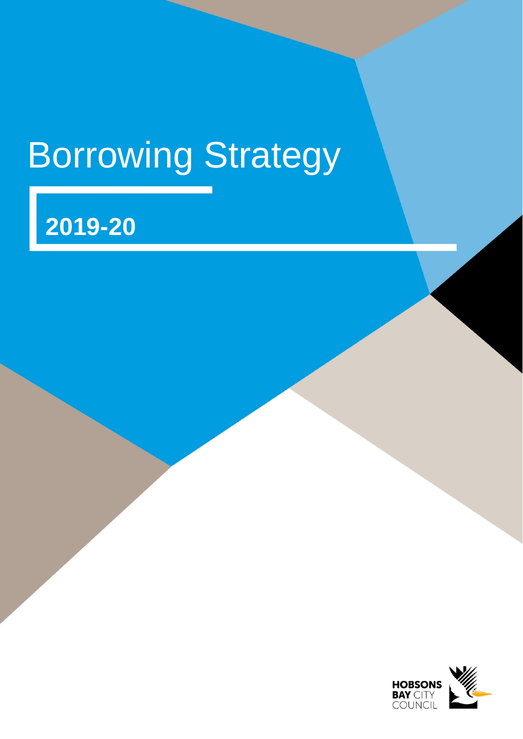# Borrowing Strategy

## 2019-20

HOBSONS BAY CITY COUNCIL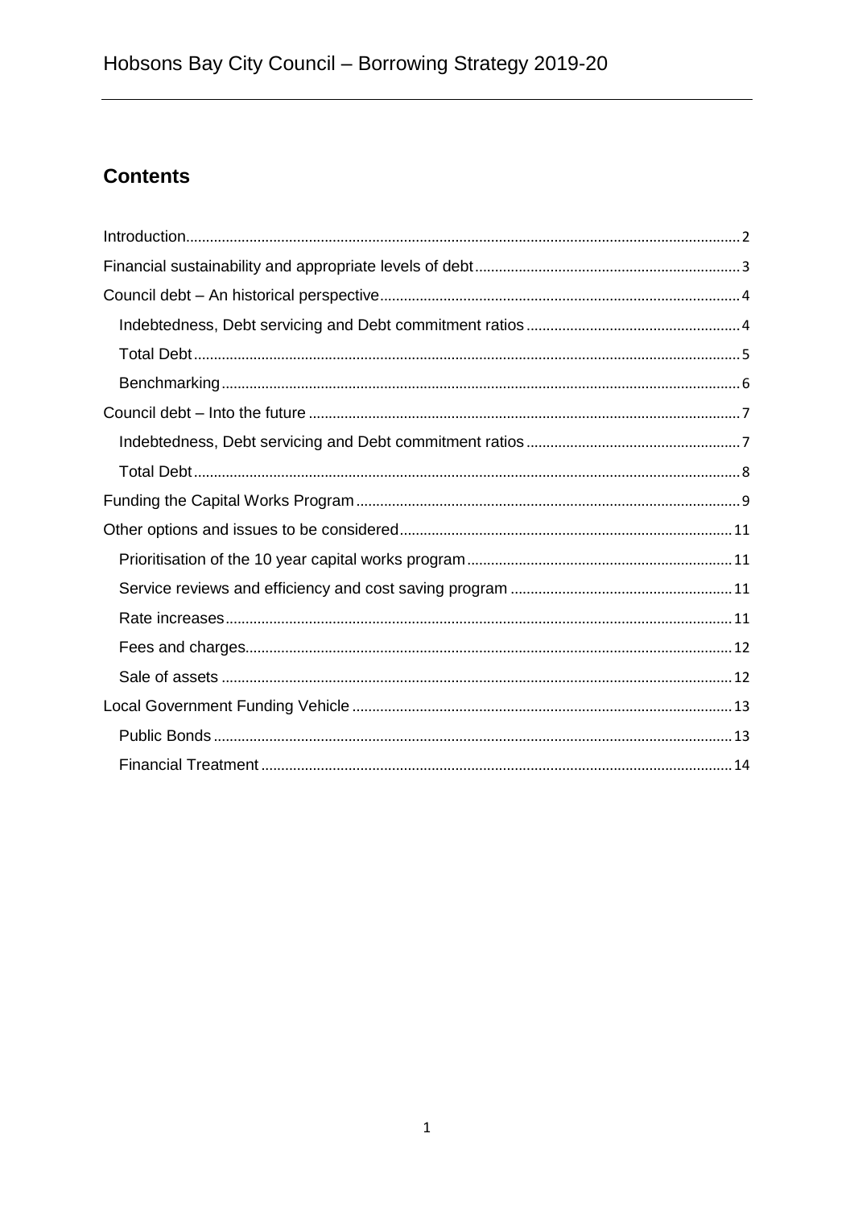## Contents

- Introduction ... 2
- Financial sustainability and appropriate levels of debt ... 3
- Council debt – An historical perspective ... 4
  - Indebtedness, Debt servicing and Debt commitment ratios ... 4
  - Total Debt ... 5
  - Benchmarking ... 6
- Council debt – Into the future ... 7
  - Indebtedness, Debt servicing and Debt commitment ratios ... 7
  - Total Debt ... 8
- Funding the Capital Works Program ... 9
- Other options and issues to be considered ... 11
  - Prioritisation of the 10 year capital works program ... 11
  - Service reviews and efficiency and cost saving program ... 11
  - Rate increases ... 11
  - Fees and charges ... 12
  - Sale of assets ... 12
- Local Government Funding Vehicle ... 13
  - Public Bonds ... 13
  - Financial Treatment ... 14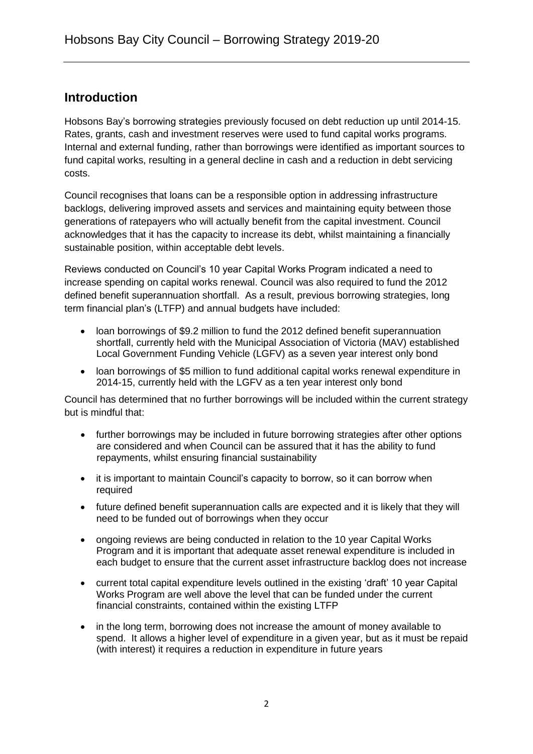## Introduction

Hobsons Bay's borrowing strategies previously focused on debt reduction up until 2014-15. Rates, grants, cash and investment reserves were used to fund capital works programs. Internal and external funding, rather than borrowings were identified as important sources to fund capital works, resulting in a general decline in cash and a reduction in debt servicing costs.

Council recognises that loans can be a responsible option in addressing infrastructure backlogs, delivering improved assets and services and maintaining equity between those generations of ratepayers who will actually benefit from the capital investment. Council acknowledges that it has the capacity to increase its debt, whilst maintaining a financially sustainable position, within acceptable debt levels.

Reviews conducted on Council's 10 year Capital Works Program indicated a need to increase spending on capital works renewal. Council was also required to fund the 2012 defined benefit superannuation shortfall. As a result, previous borrowing strategies, long term financial plan's (LTFP) and annual budgets have included:

- loan borrowings of $9.2 million to fund the 2012 defined benefit superannuation shortfall, currently held with the Municipal Association of Victoria (MAV) established Local Government Funding Vehicle (LGFV) as a seven year interest only bond
- loan borrowings of $5 million to fund additional capital works renewal expenditure in 2014-15, currently held with the LGFV as a ten year interest only bond

Council has determined that no further borrowings will be included within the current strategy but is mindful that:

- further borrowings may be included in future borrowing strategies after other options are considered and when Council can be assured that it has the ability to fund repayments, whilst ensuring financial sustainability
- it is important to maintain Council's capacity to borrow, so it can borrow when required
- future defined benefit superannuation calls are expected and it is likely that they will need to be funded out of borrowings when they occur
- ongoing reviews are being conducted in relation to the 10 year Capital Works Program and it is important that adequate asset renewal expenditure is included in each budget to ensure that the current asset infrastructure backlog does not increase
- current total capital expenditure levels outlined in the existing 'draft' 10 year Capital Works Program are well above the level that can be funded under the current financial constraints, contained within the existing LTFP
- in the long term, borrowing does not increase the amount of money available to spend. It allows a higher level of expenditure in a given year, but as it must be repaid (with interest) it requires a reduction in expenditure in future years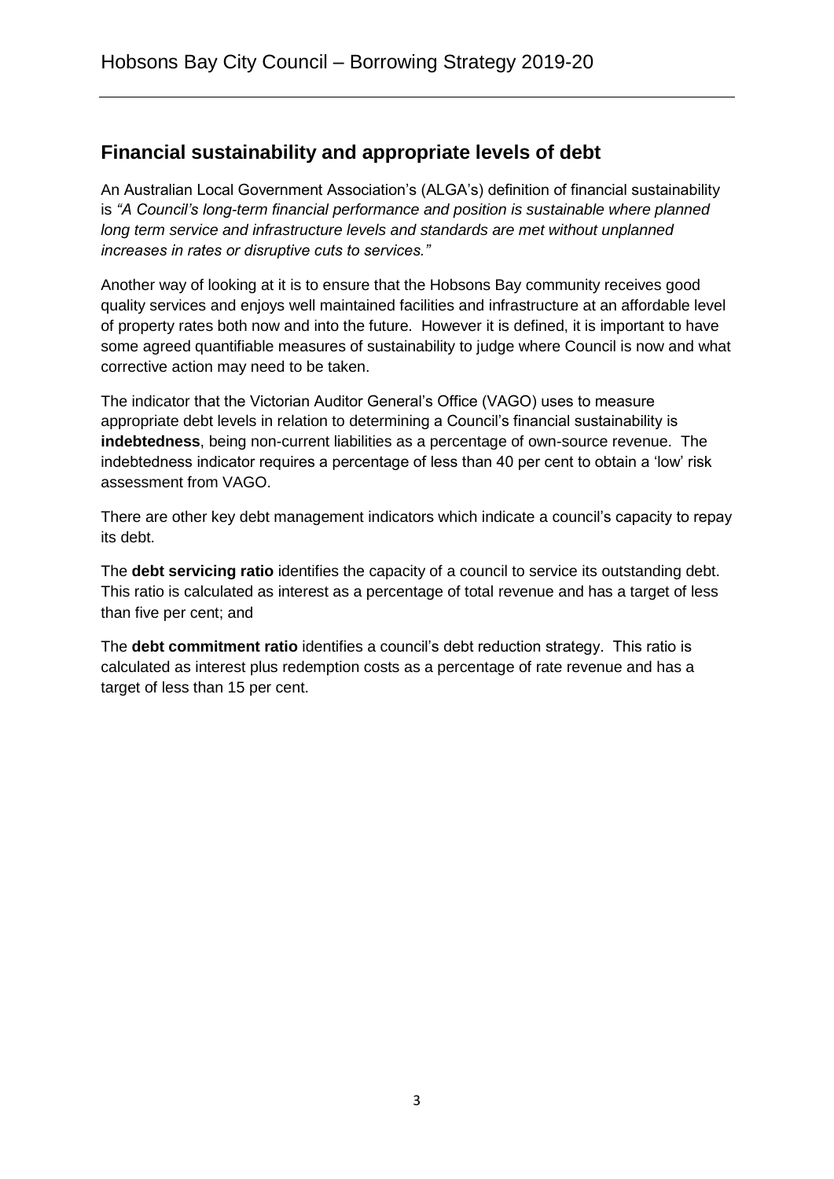## Financial sustainability and appropriate levels of debt

An Australian Local Government Association's (ALGA's) definition of financial sustainability is *"A Council's long-term financial performance and position is sustainable where planned long term service and infrastructure levels and standards are met without unplanned increases in rates or disruptive cuts to services."*

Another way of looking at it is to ensure that the Hobsons Bay community receives good quality services and enjoys well maintained facilities and infrastructure at an affordable level of property rates both now and into the future. However it is defined, it is important to have some agreed quantifiable measures of sustainability to judge where Council is now and what corrective action may need to be taken.

The indicator that the Victorian Auditor General's Office (VAGO) uses to measure appropriate debt levels in relation to determining a Council's financial sustainability is **indebtedness**, being non-current liabilities as a percentage of own-source revenue. The indebtedness indicator requires a percentage of less than 40 per cent to obtain a 'low' risk assessment from VAGO.

There are other key debt management indicators which indicate a council's capacity to repay its debt.

The **debt servicing ratio** identifies the capacity of a council to service its outstanding debt. This ratio is calculated as interest as a percentage of total revenue and has a target of less than five per cent; and

The **debt commitment ratio** identifies a council's debt reduction strategy. This ratio is calculated as interest plus redemption costs as a percentage of rate revenue and has a target of less than 15 per cent.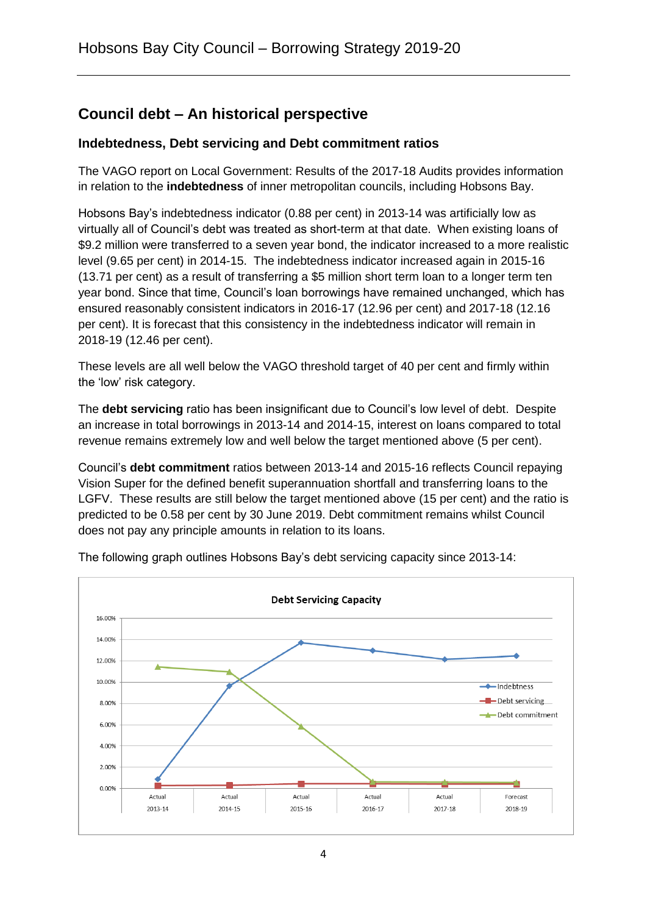## Council debt – An historical perspective

### Indebtedness, Debt servicing and Debt commitment ratios

The VAGO report on Local Government: Results of the 2017-18 Audits provides information in relation to the **indebtedness** of inner metropolitan councils, including Hobsons Bay.

Hobsons Bay's indebtedness indicator (0.88 per cent) in 2013-14 was artificially low as virtually all of Council's debt was treated as short-term at that date. When existing loans of $9.2 million were transferred to a seven year bond, the indicator increased to a more realistic level (9.65 per cent) in 2014-15. The indebtedness indicator increased again in 2015-16 (13.71 per cent) as a result of transferring a $5 million short term loan to a longer term ten year bond. Since that time, Council's loan borrowings have remained unchanged, which has ensured reasonably consistent indicators in 2016-17 (12.96 per cent) and 2017-18 (12.16 per cent). It is forecast that this consistency in the indebtedness indicator will remain in 2018-19 (12.46 per cent).

These levels are all well below the VAGO threshold target of 40 per cent and firmly within the 'low' risk category.

The **debt servicing** ratio has been insignificant due to Council's low level of debt. Despite an increase in total borrowings in 2013-14 and 2014-15, interest on loans compared to total revenue remains extremely low and well below the target mentioned above (5 per cent).

Council's **debt commitment** ratios between 2013-14 and 2015-16 reflects Council repaying Vision Super for the defined benefit superannuation shortfall and transferring loans to the LGFV. These results are still below the target mentioned above (15 per cent) and the ratio is predicted to be 0.58 per cent by 30 June 2019. Debt commitment remains whilst Council does not pay any principle amounts in relation to its loans.

The following graph outlines Hobsons Bay's debt servicing capacity since 2013-14:

**Debt Servicing Capacity**

| | Actual 2013-14 | Actual 2014-15 | Actual 2015-16 | Actual 2016-17 | Actual 2017-18 | Forecast 2018-19 |
|---|---|---|---|---|---|---|
| Indebtness | 0.88% | 9.65% | 13.71% | 12.96% | 12.16% | 12.46% |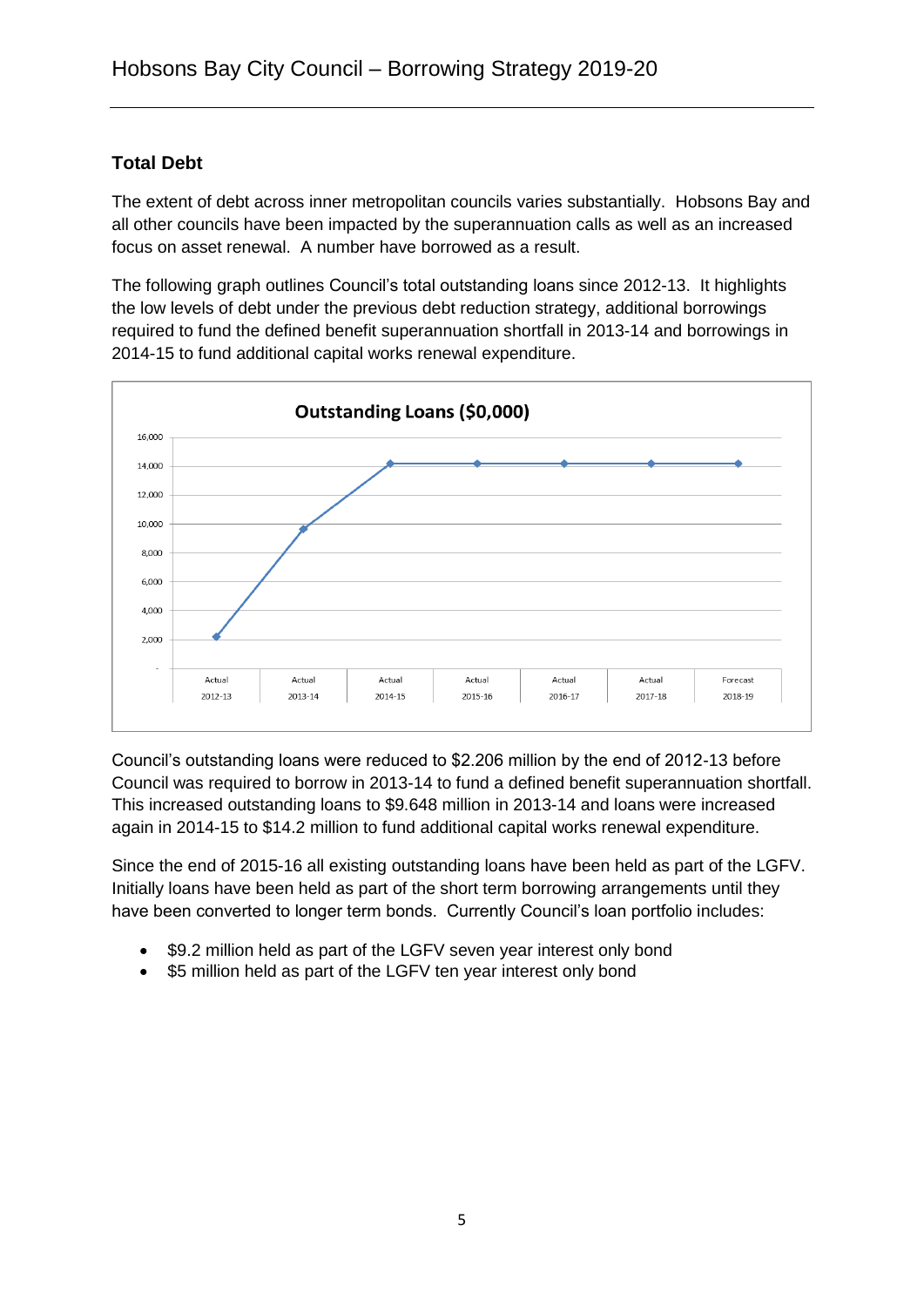## Total Debt

The extent of debt across inner metropolitan councils varies substantially. Hobsons Bay and all other councils have been impacted by the superannuation calls as well as an increased focus on asset renewal. A number have borrowed as a result.

The following graph outlines Council's total outstanding loans since 2012-13. It highlights the low levels of debt under the previous debt reduction strategy, additional borrowings required to fund the defined benefit superannuation shortfall in 2013-14 and borrowings in 2014-15 to fund additional capital works renewal expenditure.

Council's outstanding loans were reduced to $2.206 million by the end of 2012-13 before Council was required to borrow in 2013-14 to fund a defined benefit superannuation shortfall. This increased outstanding loans to $9.648 million in 2013-14 and loans were increased again in 2014-15 to $14.2 million to fund additional capital works renewal expenditure.

Since the end of 2015-16 all existing outstanding loans have been held as part of the LGFV. Initially loans have been held as part of the short term borrowing arrangements until they have been converted to longer term bonds. Currently Council's loan portfolio includes:

- $9.2 million held as part of the LGFV seven year interest only bond
- $5 million held as part of the LGFV ten year interest only bond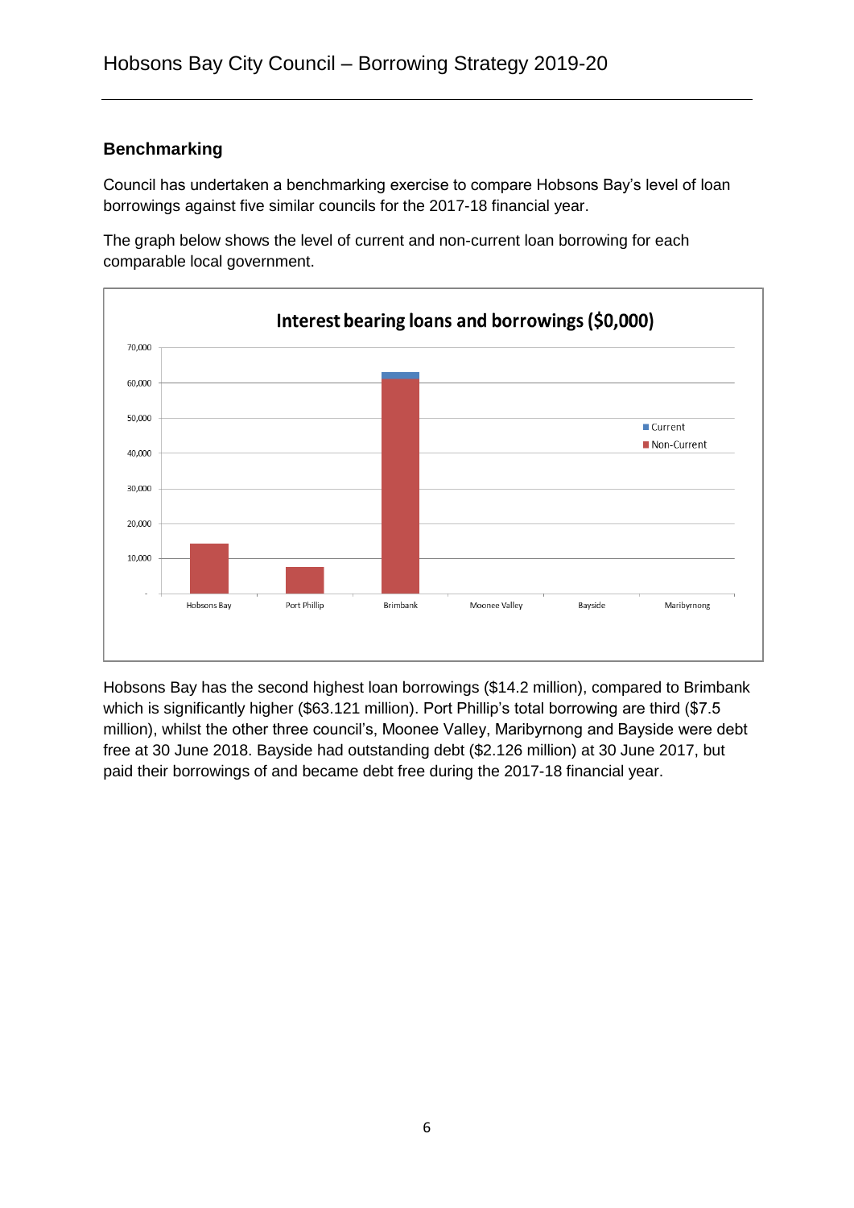## Benchmarking

Council has undertaken a benchmarking exercise to compare Hobsons Bay's level of loan borrowings against five similar councils for the 2017-18 financial year.

The graph below shows the level of current and non-current loan borrowing for each comparable local government.

**Interest bearing loans and borrowings ($0,000)**

Hobsons Bay has the second highest loan borrowings ($14.2 million), compared to Brimbank which is significantly higher ($63.121 million). Port Phillip's total borrowing are third ($7.5 million), whilst the other three council's, Moonee Valley, Maribyrnong and Bayside were debt free at 30 June 2018. Bayside had outstanding debt ($2.126 million) at 30 June 2017, but paid their borrowings of and became debt free during the 2017-18 financial year.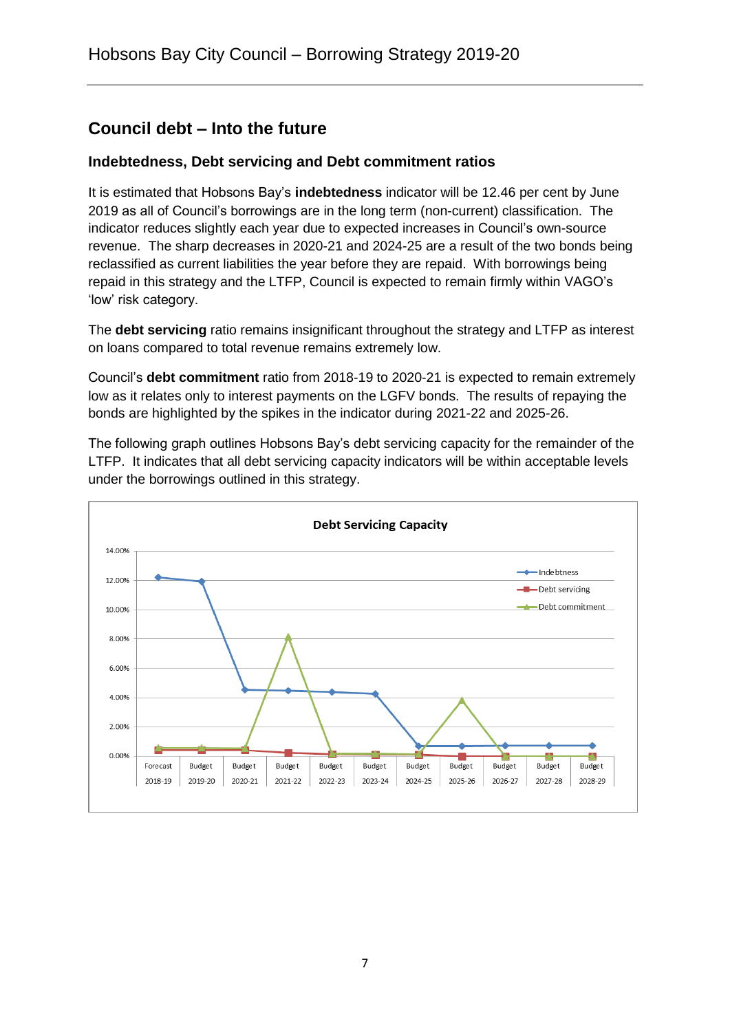## Council debt – Into the future

### Indebtedness, Debt servicing and Debt commitment ratios

It is estimated that Hobsons Bay's **indebtedness** indicator will be 12.46 per cent by June 2019 as all of Council's borrowings are in the long term (non-current) classification. The indicator reduces slightly each year due to expected increases in Council's own-source revenue. The sharp decreases in 2020-21 and 2024-25 are a result of the two bonds being reclassified as current liabilities the year before they are repaid. With borrowings being repaid in this strategy and the LTFP, Council is expected to remain firmly within VAGO's 'low' risk category.

The **debt servicing** ratio remains insignificant throughout the strategy and LTFP as interest on loans compared to total revenue remains extremely low.

Council's **debt commitment** ratio from 2018-19 to 2020-21 is expected to remain extremely low as it relates only to interest payments on the LGFV bonds. The results of repaying the bonds are highlighted by the spikes in the indicator during 2021-22 and 2025-26.

The following graph outlines Hobsons Bay's debt servicing capacity for the remainder of the LTFP. It indicates that all debt servicing capacity indicators will be within acceptable levels under the borrowings outlined in this strategy.

**Debt Servicing Capacity**

(Line chart, 0.00% to 14.00%, series: Indebtness, Debt servicing, Debt commitment; periods: Forecast 2018-19, Budget 2019-20, Budget 2020-21, Budget 2021-22, Budget 2022-23, Budget 2023-24, Budget 2024-25, Budget 2025-26, Budget 2026-27, Budget 2027-28, Budget 2028-29)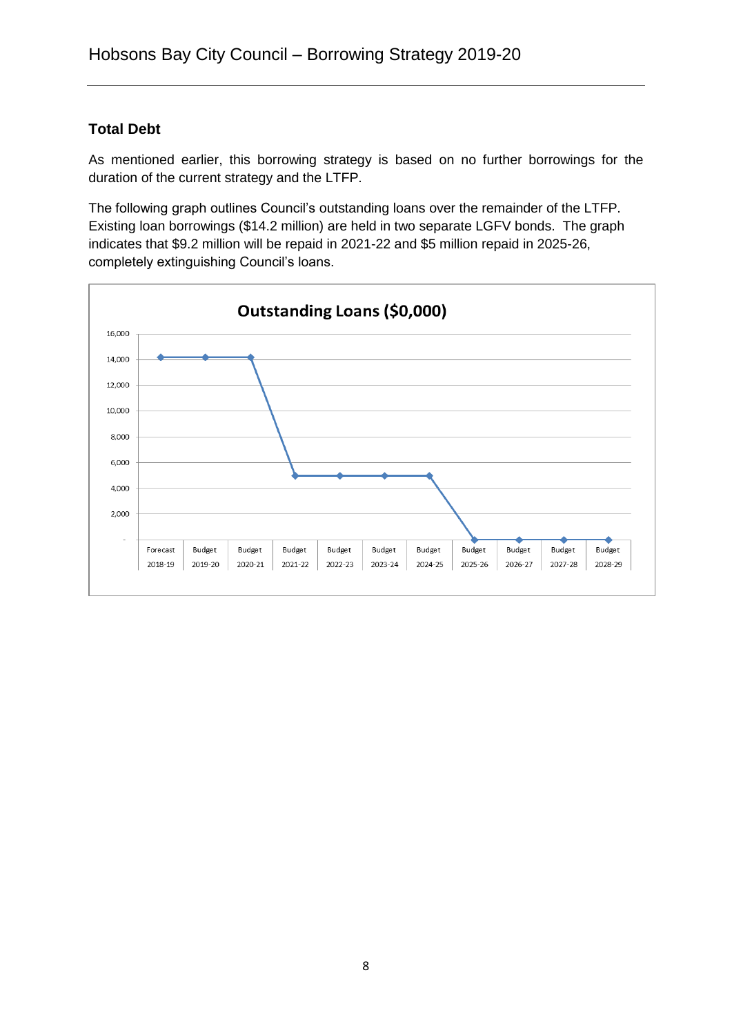## Total Debt

As mentioned earlier, this borrowing strategy is based on no further borrowings for the duration of the current strategy and the LTFP.

The following graph outlines Council's outstanding loans over the remainder of the LTFP. Existing loan borrowings ($14.2 million) are held in two separate LGFV bonds. The graph indicates that $9.2 million will be repaid in 2021-22 and $5 million repaid in 2025-26, completely extinguishing Council's loans.

**Outstanding Loans ($0,000)**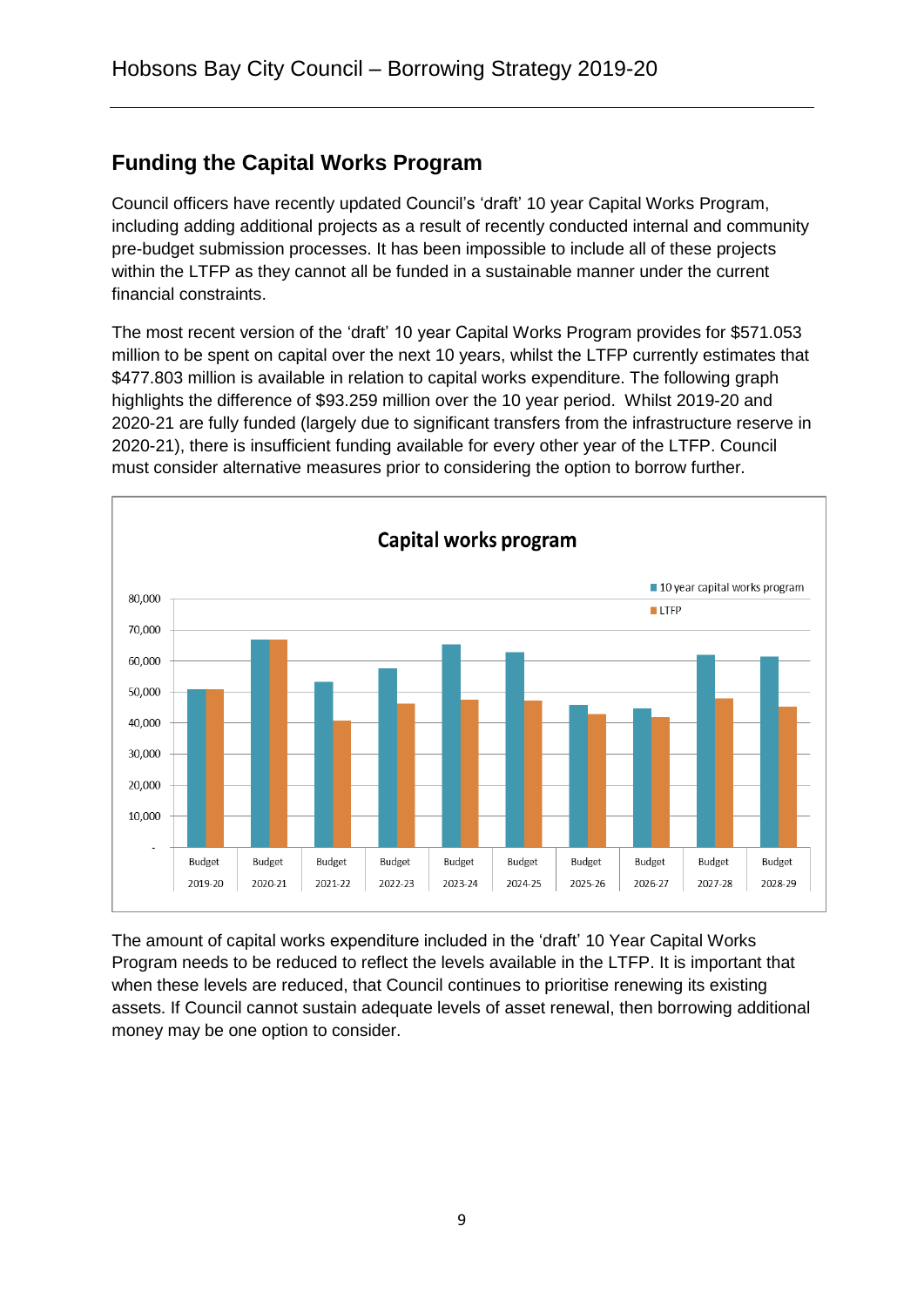## Funding the Capital Works Program

Council officers have recently updated Council's 'draft' 10 year Capital Works Program, including adding additional projects as a result of recently conducted internal and community pre-budget submission processes. It has been impossible to include all of these projects within the LTFP as they cannot all be funded in a sustainable manner under the current financial constraints.

The most recent version of the 'draft' 10 year Capital Works Program provides for $571.053 million to be spent on capital over the next 10 years, whilst the LTFP currently estimates that $477.803 million is available in relation to capital works expenditure. The following graph highlights the difference of $93.259 million over the 10 year period. Whilst 2019-20 and 2020-21 are fully funded (largely due to significant transfers from the infrastructure reserve in 2020-21), there is insufficient funding available for every other year of the LTFP. Council must consider alternative measures prior to considering the option to borrow further.

**Capital works program**

(Chart: 10 year capital works program vs LTFP, Budget 2019-20 to Budget 2028-29)

The amount of capital works expenditure included in the 'draft' 10 Year Capital Works Program needs to be reduced to reflect the levels available in the LTFP. It is important that when these levels are reduced, that Council continues to prioritise renewing its existing assets. If Council cannot sustain adequate levels of asset renewal, then borrowing additional money may be one option to consider.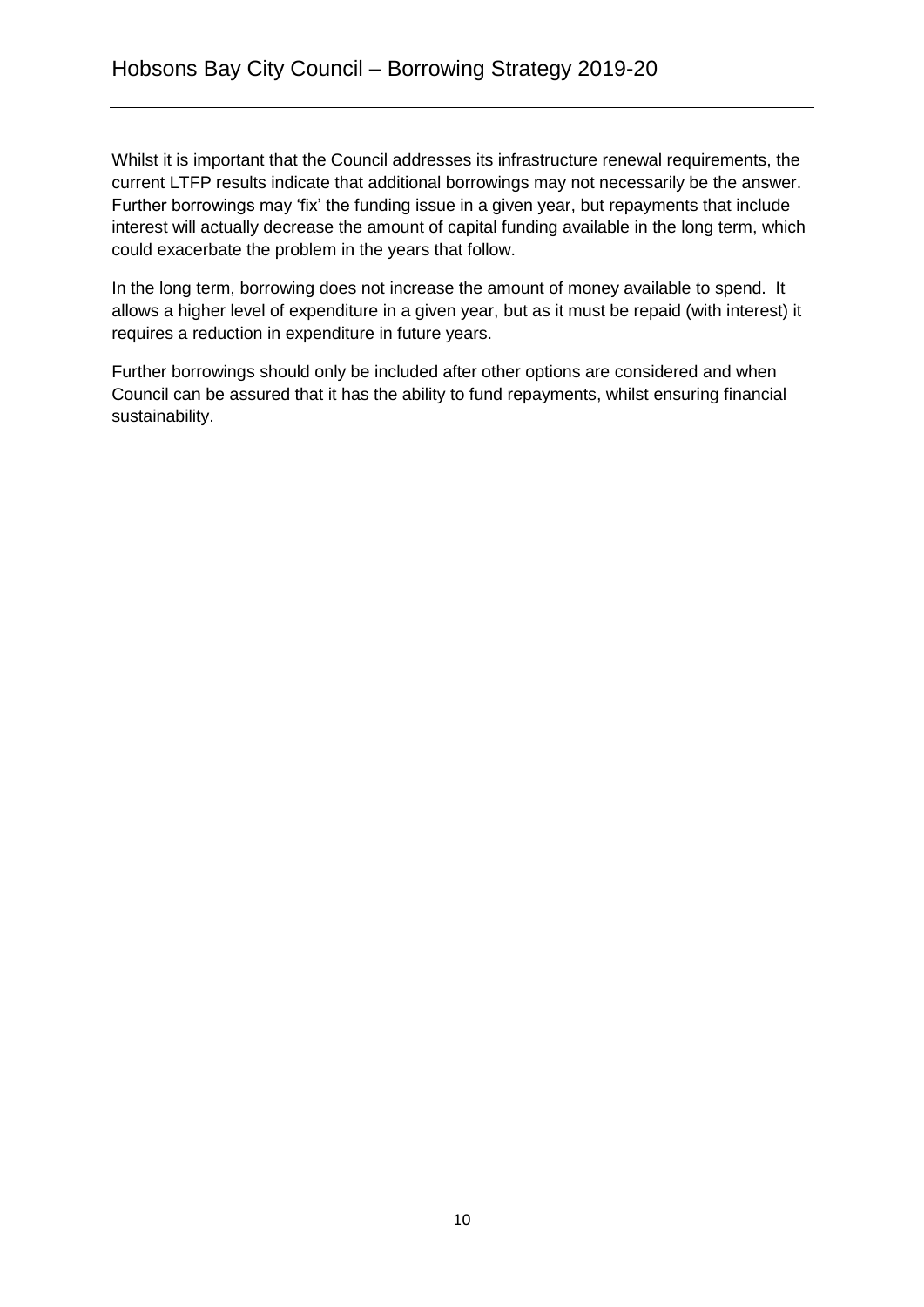Whilst it is important that the Council addresses its infrastructure renewal requirements, the current LTFP results indicate that additional borrowings may not necessarily be the answer. Further borrowings may 'fix' the funding issue in a given year, but repayments that include interest will actually decrease the amount of capital funding available in the long term, which could exacerbate the problem in the years that follow.

In the long term, borrowing does not increase the amount of money available to spend. It allows a higher level of expenditure in a given year, but as it must be repaid (with interest) it requires a reduction in expenditure in future years.

Further borrowings should only be included after other options are considered and when Council can be assured that it has the ability to fund repayments, whilst ensuring financial sustainability.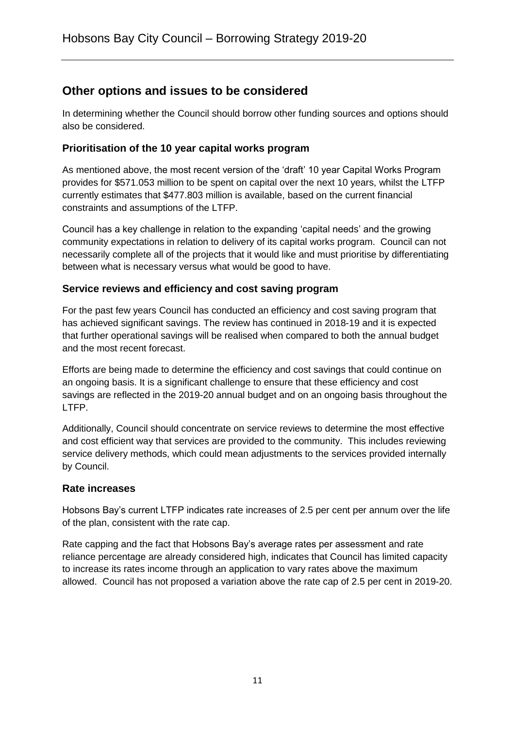## Other options and issues to be considered

In determining whether the Council should borrow other funding sources and options should also be considered.

### Prioritisation of the 10 year capital works program

As mentioned above, the most recent version of the 'draft' 10 year Capital Works Program provides for $571.053 million to be spent on capital over the next 10 years, whilst the LTFP currently estimates that $477.803 million is available, based on the current financial constraints and assumptions of the LTFP.

Council has a key challenge in relation to the expanding 'capital needs' and the growing community expectations in relation to delivery of its capital works program. Council can not necessarily complete all of the projects that it would like and must prioritise by differentiating between what is necessary versus what would be good to have.

### Service reviews and efficiency and cost saving program

For the past few years Council has conducted an efficiency and cost saving program that has achieved significant savings. The review has continued in 2018-19 and it is expected that further operational savings will be realised when compared to both the annual budget and the most recent forecast.

Efforts are being made to determine the efficiency and cost savings that could continue on an ongoing basis. It is a significant challenge to ensure that these efficiency and cost savings are reflected in the 2019-20 annual budget and on an ongoing basis throughout the LTFP.

Additionally, Council should concentrate on service reviews to determine the most effective and cost efficient way that services are provided to the community. This includes reviewing service delivery methods, which could mean adjustments to the services provided internally by Council.

### Rate increases

Hobsons Bay's current LTFP indicates rate increases of 2.5 per cent per annum over the life of the plan, consistent with the rate cap.

Rate capping and the fact that Hobsons Bay's average rates per assessment and rate reliance percentage are already considered high, indicates that Council has limited capacity to increase its rates income through an application to vary rates above the maximum allowed. Council has not proposed a variation above the rate cap of 2.5 per cent in 2019-20.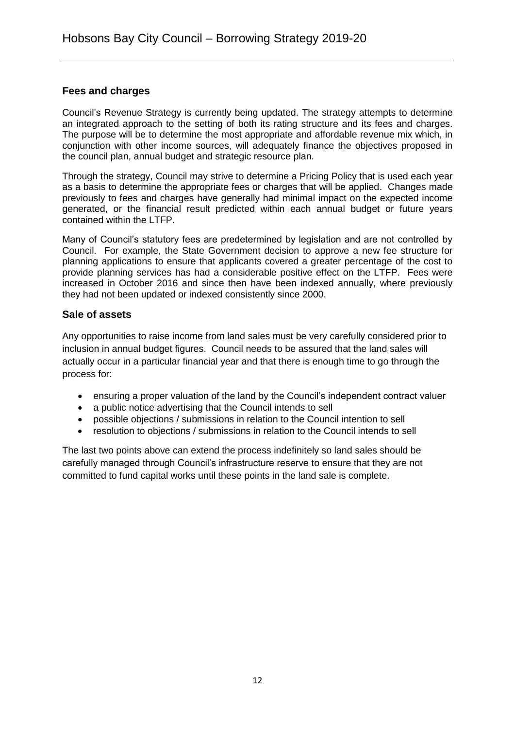## Fees and charges

Council's Revenue Strategy is currently being updated. The strategy attempts to determine an integrated approach to the setting of both its rating structure and its fees and charges. The purpose will be to determine the most appropriate and affordable revenue mix which, in conjunction with other income sources, will adequately finance the objectives proposed in the council plan, annual budget and strategic resource plan.

Through the strategy, Council may strive to determine a Pricing Policy that is used each year as a basis to determine the appropriate fees or charges that will be applied. Changes made previously to fees and charges have generally had minimal impact on the expected income generated, or the financial result predicted within each annual budget or future years contained within the LTFP.

Many of Council's statutory fees are predetermined by legislation and are not controlled by Council. For example, the State Government decision to approve a new fee structure for planning applications to ensure that applicants covered a greater percentage of the cost to provide planning services has had a considerable positive effect on the LTFP. Fees were increased in October 2016 and since then have been indexed annually, where previously they had not been updated or indexed consistently since 2000.

## Sale of assets

Any opportunities to raise income from land sales must be very carefully considered prior to inclusion in annual budget figures. Council needs to be assured that the land sales will actually occur in a particular financial year and that there is enough time to go through the process for:

- ensuring a proper valuation of the land by the Council's independent contract valuer
- a public notice advertising that the Council intends to sell
- possible objections / submissions in relation to the Council intention to sell
- resolution to objections / submissions in relation to the Council intends to sell

The last two points above can extend the process indefinitely so land sales should be carefully managed through Council's infrastructure reserve to ensure that they are not committed to fund capital works until these points in the land sale is complete.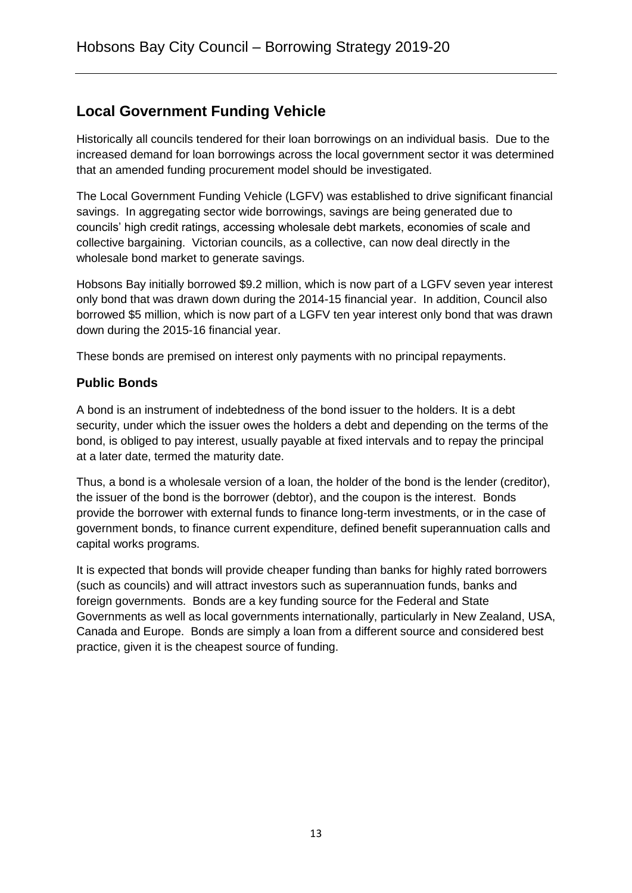## Local Government Funding Vehicle

Historically all councils tendered for their loan borrowings on an individual basis. Due to the increased demand for loan borrowings across the local government sector it was determined that an amended funding procurement model should be investigated.

The Local Government Funding Vehicle (LGFV) was established to drive significant financial savings. In aggregating sector wide borrowings, savings are being generated due to councils' high credit ratings, accessing wholesale debt markets, economies of scale and collective bargaining. Victorian councils, as a collective, can now deal directly in the wholesale bond market to generate savings.

Hobsons Bay initially borrowed $9.2 million, which is now part of a LGFV seven year interest only bond that was drawn down during the 2014-15 financial year. In addition, Council also borrowed $5 million, which is now part of a LGFV ten year interest only bond that was drawn down during the 2015-16 financial year.

These bonds are premised on interest only payments with no principal repayments.

### Public Bonds

A bond is an instrument of indebtedness of the bond issuer to the holders. It is a debt security, under which the issuer owes the holders a debt and depending on the terms of the bond, is obliged to pay interest, usually payable at fixed intervals and to repay the principal at a later date, termed the maturity date.

Thus, a bond is a wholesale version of a loan, the holder of the bond is the lender (creditor), the issuer of the bond is the borrower (debtor), and the coupon is the interest. Bonds provide the borrower with external funds to finance long-term investments, or in the case of government bonds, to finance current expenditure, defined benefit superannuation calls and capital works programs.

It is expected that bonds will provide cheaper funding than banks for highly rated borrowers (such as councils) and will attract investors such as superannuation funds, banks and foreign governments. Bonds are a key funding source for the Federal and State Governments as well as local governments internationally, particularly in New Zealand, USA, Canada and Europe. Bonds are simply a loan from a different source and considered best practice, given it is the cheapest source of funding.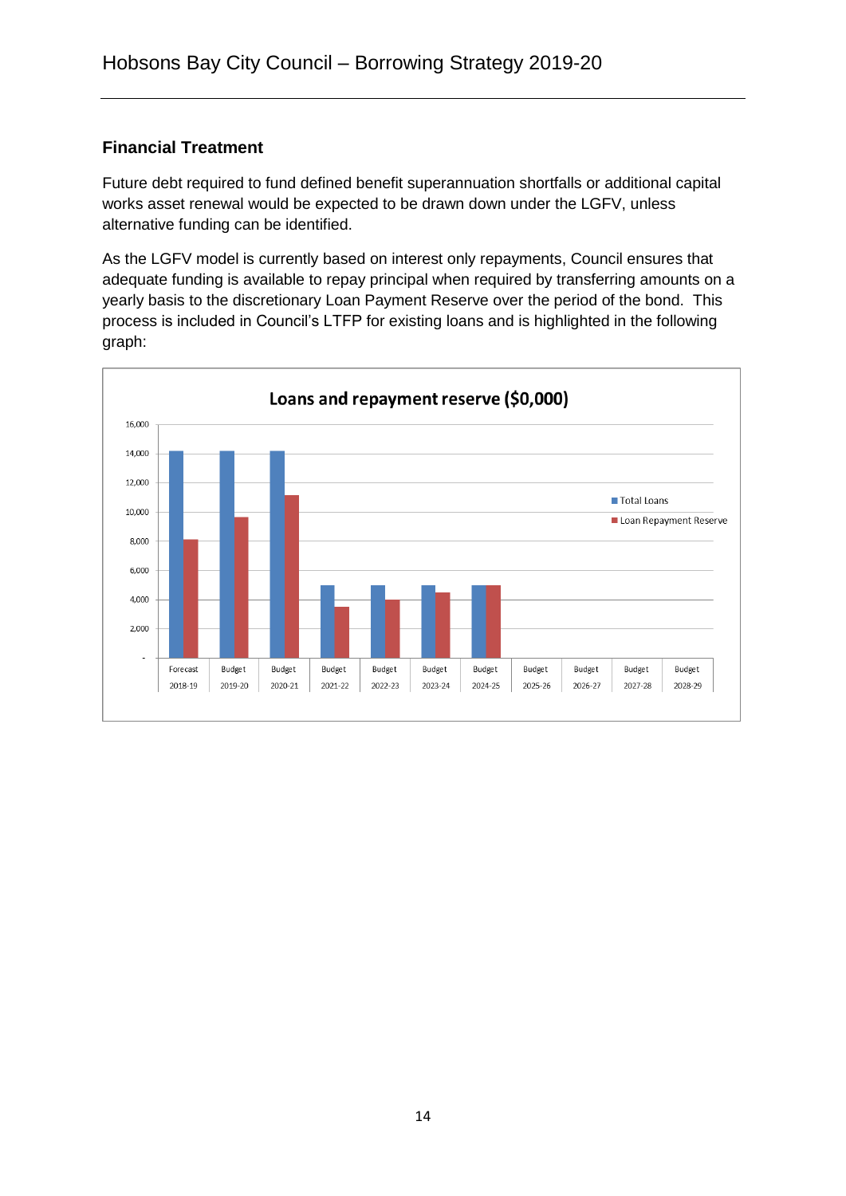## Financial Treatment

Future debt required to fund defined benefit superannuation shortfalls or additional capital works asset renewal would be expected to be drawn down under the LGFV, unless alternative funding can be identified.

As the LGFV model is currently based on interest only repayments, Council ensures that adequate funding is available to repay principal when required by transferring amounts on a yearly basis to the discretionary Loan Payment Reserve over the period of the bond. This process is included in Council's LTFP for existing loans and is highlighted in the following graph:

Loans and repayment reserve ($0,000)

16,000
14,000
12,000
10,000
8,000
6,000
4,000
2,000
-

Forecast 2018-19
Budget 2019-20
Budget 2020-21
Budget 2021-22
Budget 2022-23
Budget 2023-24
Budget 2024-25
Budget 2025-26
Budget 2026-27
Budget 2027-28
Budget 2028-29

Total Loans
Loan Repayment Reserve